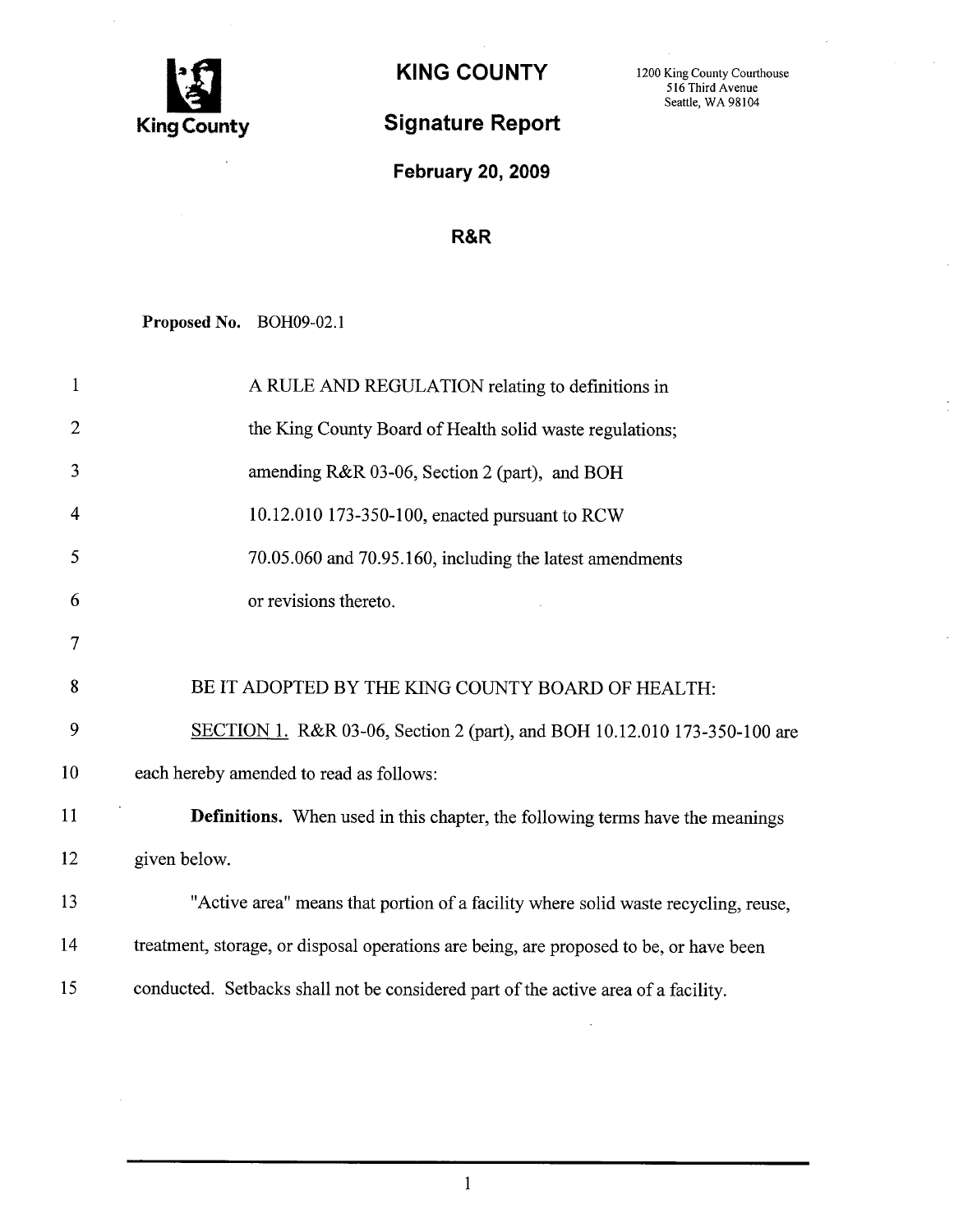**King County**

# KING COUNTY

## Signature Report

1200 King County Courthouse
516 Third Avenue
Seattle, WA 98104

**February 20, 2009**

**R&R**

**Proposed No.** BOH09-02.1

A RULE AND REGULATION relating to definitions in the King County Board of Health solid waste regulations; amending R&R 03-06, Section 2 (part), and BOH 10.12.010 173-350-100, enacted pursuant to RCW 70.05.060 and 70.95.160, including the latest amendments or revisions thereto.

BE IT ADOPTED BY THE KING COUNTY BOARD OF HEALTH:

SECTION 1. R&R 03-06, Section 2 (part), and BOH 10.12.010 173-350-100 are each hereby amended to read as follows:

**Definitions.** When used in this chapter, the following terms have the meanings given below.

"Active area" means that portion of a facility where solid waste recycling, reuse, treatment, storage, or disposal operations are being, are proposed to be, or have been conducted. Setbacks shall not be considered part of the active area of a facility.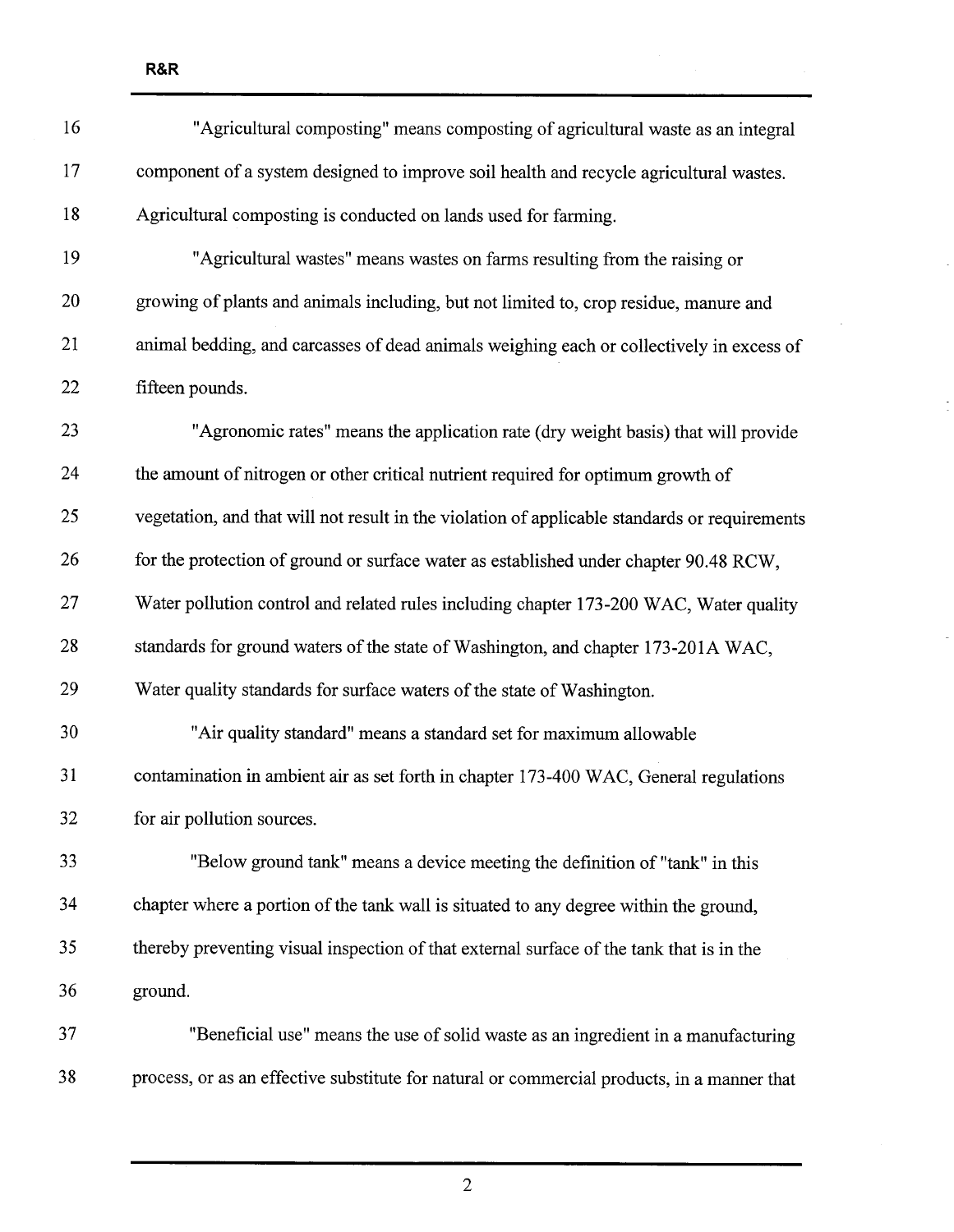"Agricultural composting" means composting of agricultural waste as an integral component of a system designed to improve soil health and recycle agricultural wastes. Agricultural composting is conducted on lands used for farming.

"Agricultural wastes" means wastes on farms resulting from the raising or growing of plants and animals including, but not limited to, crop residue, manure and animal bedding, and carcasses of dead animals weighing each or collectively in excess of fifteen pounds.

"Agronomic rates" means the application rate (dry weight basis) that will provide the amount of nitrogen or other critical nutrient required for optimum growth of vegetation, and that will not result in the violation of applicable standards or requirements for the protection of ground or surface water as established under chapter 90.48 RCW, Water pollution control and related rules including chapter 173-200 WAC, Water quality standards for ground waters of the state of Washington, and chapter 173-201A WAC, Water quality standards for surface waters of the state of Washington.

"Air quality standard" means a standard set for maximum allowable contamination in ambient air as set forth in chapter 173-400 WAC, General regulations for air pollution sources.

"Below ground tank" means a device meeting the definition of "tank" in this chapter where a portion of the tank wall is situated to any degree within the ground, thereby preventing visual inspection of that external surface of the tank that is in the ground.

"Beneficial use" means the use of solid waste as an ingredient in a manufacturing process, or as an effective substitute for natural or commercial products, in a manner that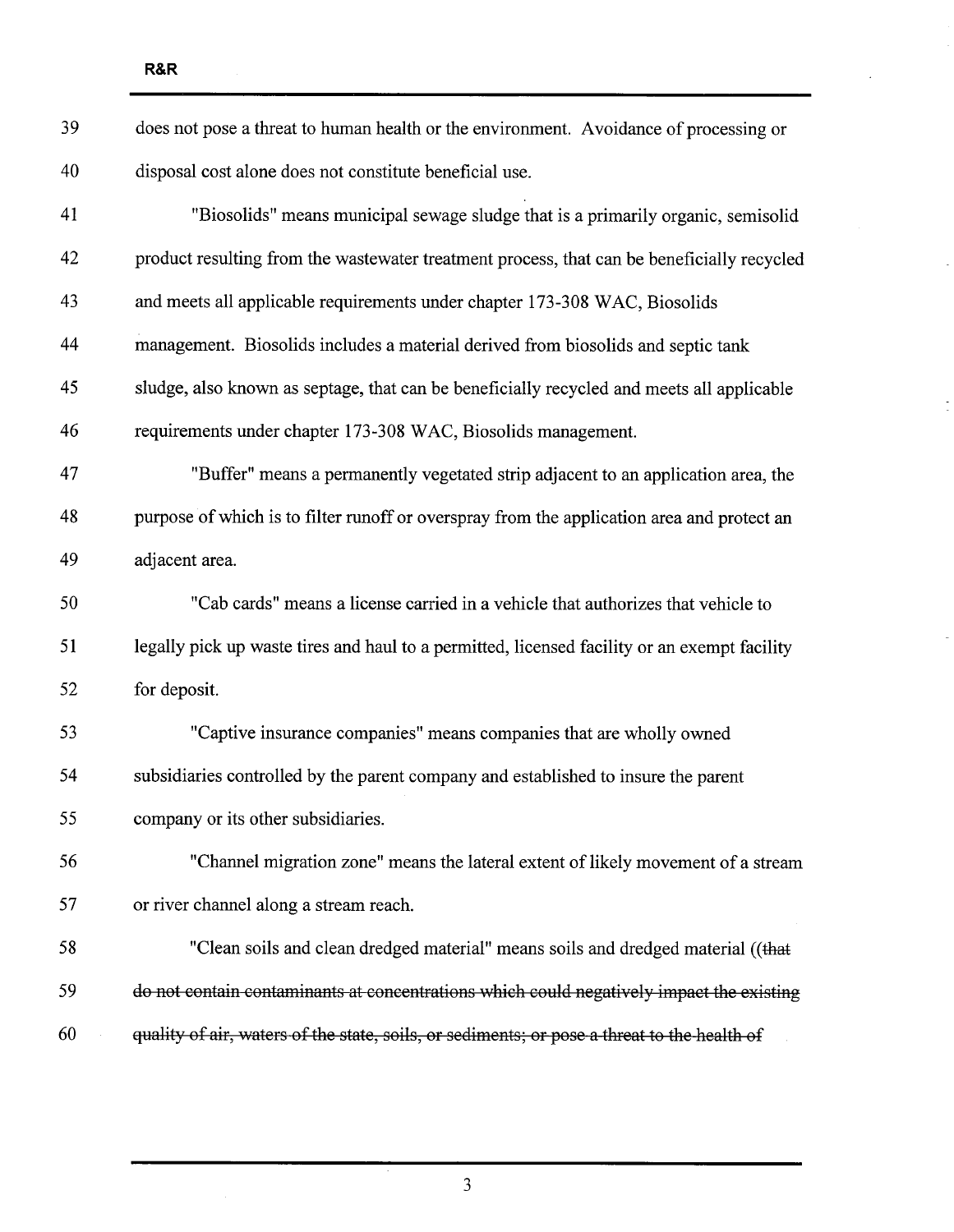does not pose a threat to human health or the environment. Avoidance of processing or disposal cost alone does not constitute beneficial use.

"Biosolids" means municipal sewage sludge that is a primarily organic, semisolid product resulting from the wastewater treatment process, that can be beneficially recycled and meets all applicable requirements under chapter 173-308 WAC, Biosolids management. Biosolids includes a material derived from biosolids and septic tank sludge, also known as septage, that can be beneficially recycled and meets all applicable requirements under chapter 173-308 WAC, Biosolids management.

"Buffer" means a permanently vegetated strip adjacent to an application area, the purpose of which is to filter runoff or overspray from the application area and protect an adjacent area.

"Cab cards" means a license carried in a vehicle that authorizes that vehicle to legally pick up waste tires and haul to a permitted, licensed facility or an exempt facility for deposit.

"Captive insurance companies" means companies that are wholly owned subsidiaries controlled by the parent company and established to insure the parent company or its other subsidiaries.

"Channel migration zone" means the lateral extent of likely movement of a stream or river channel along a stream reach.

"Clean soils and clean dredged material" means soils and dredged material ((~~that do not contain contaminants at concentrations which could negatively impact the existing quality of air, waters of the state, soils, or sediments; or pose a threat to the health of~~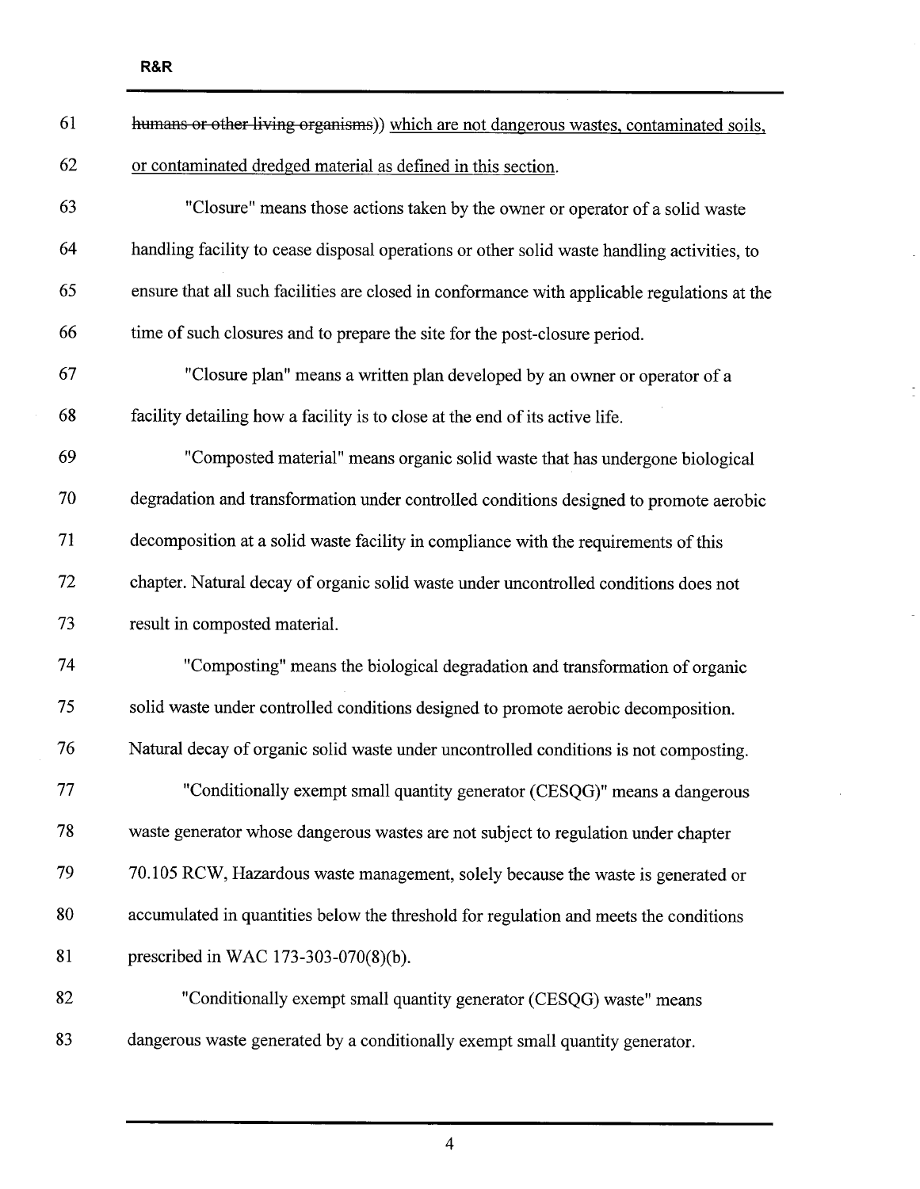~~humans or other living organisms~~)) <u>which are not dangerous wastes, contaminated soils, or contaminated dredged material as defined in this section.</u>

"Closure" means those actions taken by the owner or operator of a solid waste handling facility to cease disposal operations or other solid waste handling activities, to ensure that all such facilities are closed in conformance with applicable regulations at the time of such closures and to prepare the site for the post-closure period.

"Closure plan" means a written plan developed by an owner or operator of a facility detailing how a facility is to close at the end of its active life.

"Composted material" means organic solid waste that has undergone biological degradation and transformation under controlled conditions designed to promote aerobic decomposition at a solid waste facility in compliance with the requirements of this chapter. Natural decay of organic solid waste under uncontrolled conditions does not result in composted material.

"Composting" means the biological degradation and transformation of organic solid waste under controlled conditions designed to promote aerobic decomposition. Natural decay of organic solid waste under uncontrolled conditions is not composting.

"Conditionally exempt small quantity generator (CESQG)" means a dangerous waste generator whose dangerous wastes are not subject to regulation under chapter 70.105 RCW, Hazardous waste management, solely because the waste is generated or accumulated in quantities below the threshold for regulation and meets the conditions prescribed in WAC 173-303-070(8)(b).

"Conditionally exempt small quantity generator (CESQG) waste" means dangerous waste generated by a conditionally exempt small quantity generator.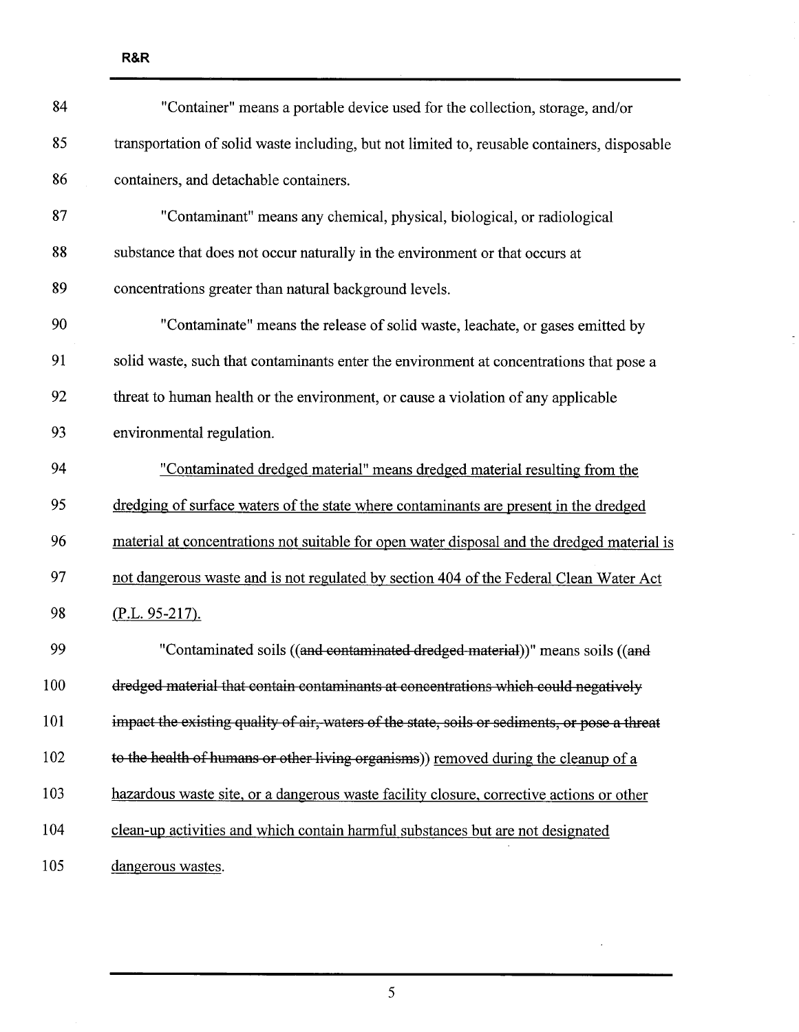"Container" means a portable device used for the collection, storage, and/or transportation of solid waste including, but not limited to, reusable containers, disposable containers, and detachable containers.

"Contaminant" means any chemical, physical, biological, or radiological substance that does not occur naturally in the environment or that occurs at concentrations greater than natural background levels.

"Contaminate" means the release of solid waste, leachate, or gases emitted by solid waste, such that contaminants enter the environment at concentrations that pose a threat to human health or the environment, or cause a violation of any applicable environmental regulation.

<u>"Contaminated dredged material" means dredged material resulting from the dredging of surface waters of the state where contaminants are present in the dredged material at concentrations not suitable for open water disposal and the dredged material is not dangerous waste and is not regulated by section 404 of the Federal Clean Water Act (P.L. 95-217).</u>

"Contaminated soils ((~~and contaminated dredged material~~))" means soils ((~~and dredged material that contain contaminants at concentrations which could negatively impact the existing quality of air, waters of the state, soils or sediments, or pose a threat to the health of humans or other living organisms~~)) <u>removed during the cleanup of a hazardous waste site, or a dangerous waste facility closure, corrective actions or other clean-up activities and which contain harmful substances but are not designated dangerous wastes.</u>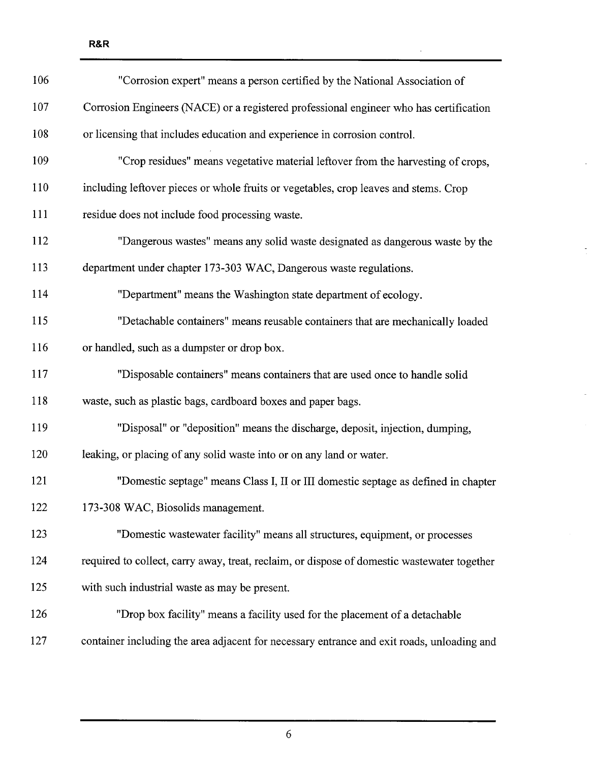"Corrosion expert" means a person certified by the National Association of Corrosion Engineers (NACE) or a registered professional engineer who has certification or licensing that includes education and experience in corrosion control.

"Crop residues" means vegetative material leftover from the harvesting of crops, including leftover pieces or whole fruits or vegetables, crop leaves and stems. Crop residue does not include food processing waste.

"Dangerous wastes" means any solid waste designated as dangerous waste by the department under chapter 173-303 WAC, Dangerous waste regulations.

"Department" means the Washington state department of ecology.

"Detachable containers" means reusable containers that are mechanically loaded or handled, such as a dumpster or drop box.

"Disposable containers" means containers that are used once to handle solid waste, such as plastic bags, cardboard boxes and paper bags.

"Disposal" or "deposition" means the discharge, deposit, injection, dumping, leaking, or placing of any solid waste into or on any land or water.

"Domestic septage" means Class I, II or III domestic septage as defined in chapter 173-308 WAC, Biosolids management.

"Domestic wastewater facility" means all structures, equipment, or processes required to collect, carry away, treat, reclaim, or dispose of domestic wastewater together with such industrial waste as may be present.

"Drop box facility" means a facility used for the placement of a detachable container including the area adjacent for necessary entrance and exit roads, unloading and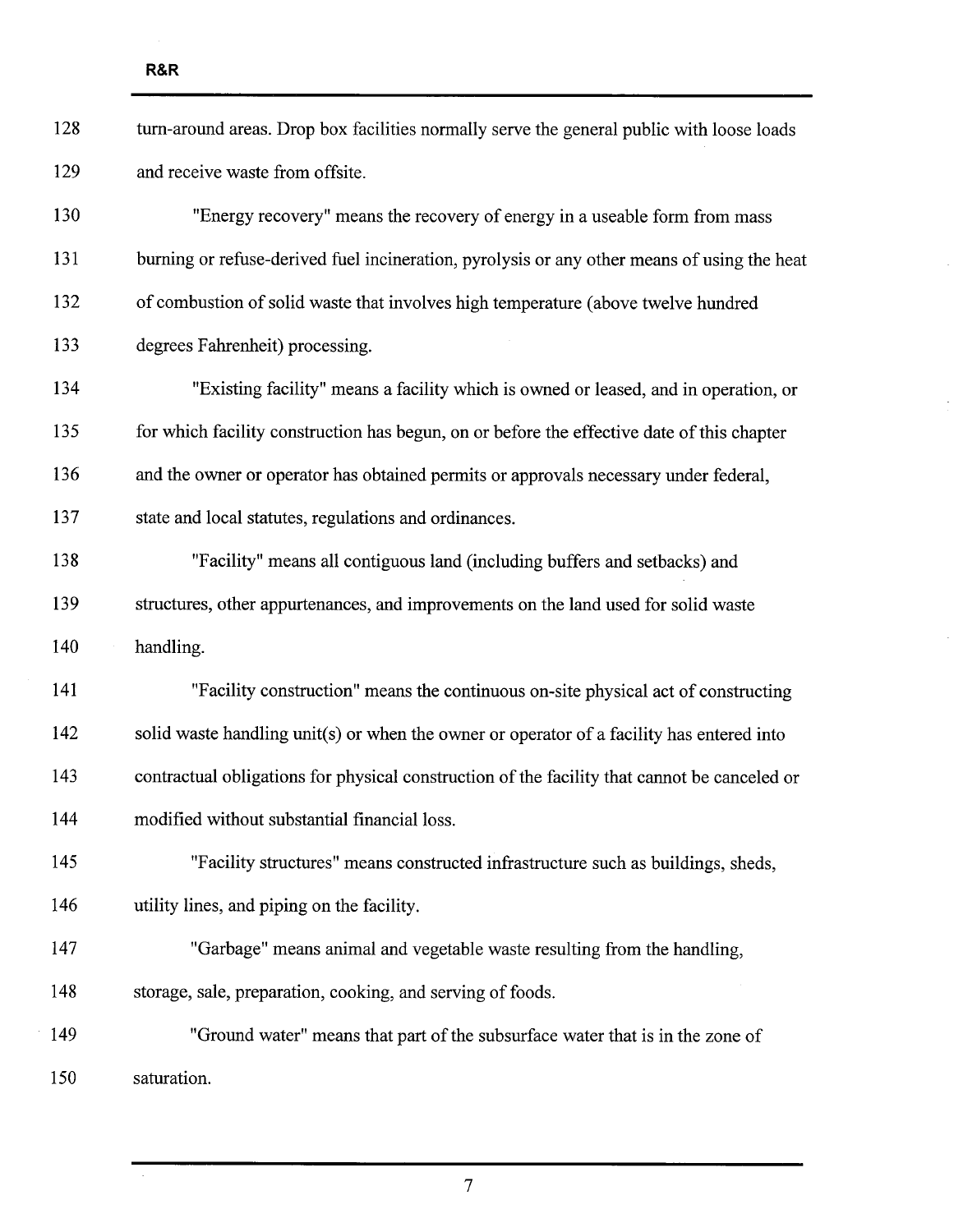turn-around areas. Drop box facilities normally serve the general public with loose loads and receive waste from offsite.

"Energy recovery" means the recovery of energy in a useable form from mass burning or refuse-derived fuel incineration, pyrolysis or any other means of using the heat of combustion of solid waste that involves high temperature (above twelve hundred degrees Fahrenheit) processing.

"Existing facility" means a facility which is owned or leased, and in operation, or for which facility construction has begun, on or before the effective date of this chapter and the owner or operator has obtained permits or approvals necessary under federal, state and local statutes, regulations and ordinances.

"Facility" means all contiguous land (including buffers and setbacks) and structures, other appurtenances, and improvements on the land used for solid waste handling.

"Facility construction" means the continuous on-site physical act of constructing solid waste handling unit(s) or when the owner or operator of a facility has entered into contractual obligations for physical construction of the facility that cannot be canceled or modified without substantial financial loss.

"Facility structures" means constructed infrastructure such as buildings, sheds, utility lines, and piping on the facility.

"Garbage" means animal and vegetable waste resulting from the handling, storage, sale, preparation, cooking, and serving of foods.

"Ground water" means that part of the subsurface water that is in the zone of saturation.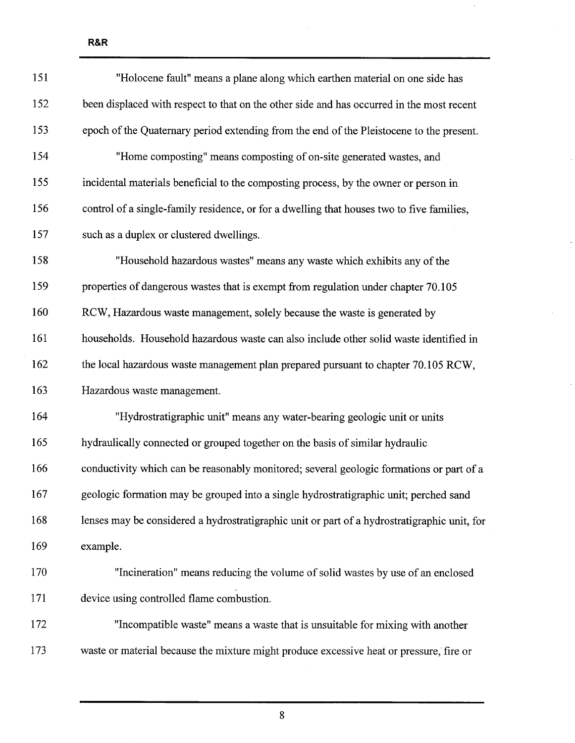"Holocene fault" means a plane along which earthen material on one side has been displaced with respect to that on the other side and has occurred in the most recent epoch of the Quaternary period extending from the end of the Pleistocene to the present.

"Home composting" means composting of on-site generated wastes, and incidental materials beneficial to the composting process, by the owner or person in control of a single-family residence, or for a dwelling that houses two to five families, such as a duplex or clustered dwellings.

"Household hazardous wastes" means any waste which exhibits any of the properties of dangerous wastes that is exempt from regulation under chapter 70.105 RCW, Hazardous waste management, solely because the waste is generated by households. Household hazardous waste can also include other solid waste identified in the local hazardous waste management plan prepared pursuant to chapter 70.105 RCW, Hazardous waste management.

"Hydrostratigraphic unit" means any water-bearing geologic unit or units hydraulically connected or grouped together on the basis of similar hydraulic conductivity which can be reasonably monitored; several geologic formations or part of a geologic formation may be grouped into a single hydrostratigraphic unit; perched sand lenses may be considered a hydrostratigraphic unit or part of a hydrostratigraphic unit, for example.

"Incineration" means reducing the volume of solid wastes by use of an enclosed device using controlled flame combustion.

"Incompatible waste" means a waste that is unsuitable for mixing with another waste or material because the mixture might produce excessive heat or pressure, fire or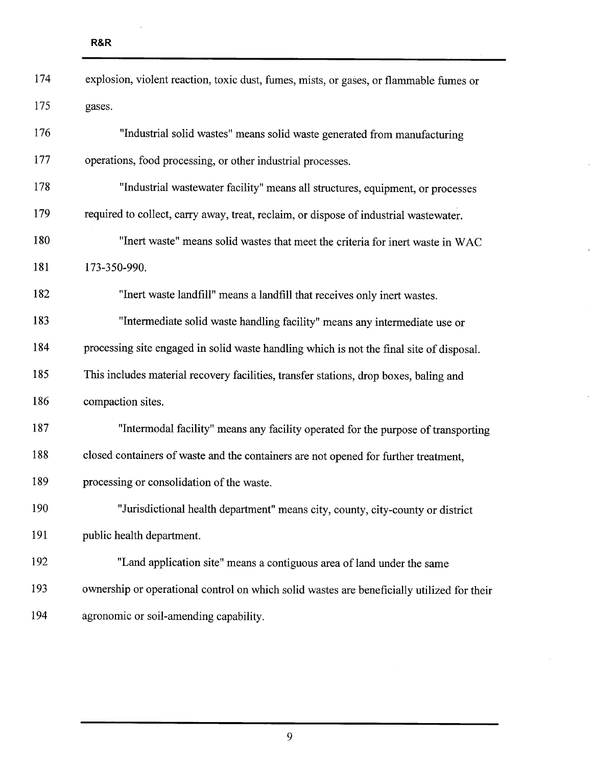explosion, violent reaction, toxic dust, fumes, mists, or gases, or flammable fumes or gases.

"Industrial solid wastes" means solid waste generated from manufacturing operations, food processing, or other industrial processes.

"Industrial wastewater facility" means all structures, equipment, or processes required to collect, carry away, treat, reclaim, or dispose of industrial wastewater.

"Inert waste" means solid wastes that meet the criteria for inert waste in WAC 173-350-990.

"Inert waste landfill" means a landfill that receives only inert wastes.

"Intermediate solid waste handling facility" means any intermediate use or processing site engaged in solid waste handling which is not the final site of disposal. This includes material recovery facilities, transfer stations, drop boxes, baling and compaction sites.

"Intermodal facility" means any facility operated for the purpose of transporting closed containers of waste and the containers are not opened for further treatment, processing or consolidation of the waste.

"Jurisdictional health department" means city, county, city-county or district public health department.

"Land application site" means a contiguous area of land under the same ownership or operational control on which solid wastes are beneficially utilized for their agronomic or soil-amending capability.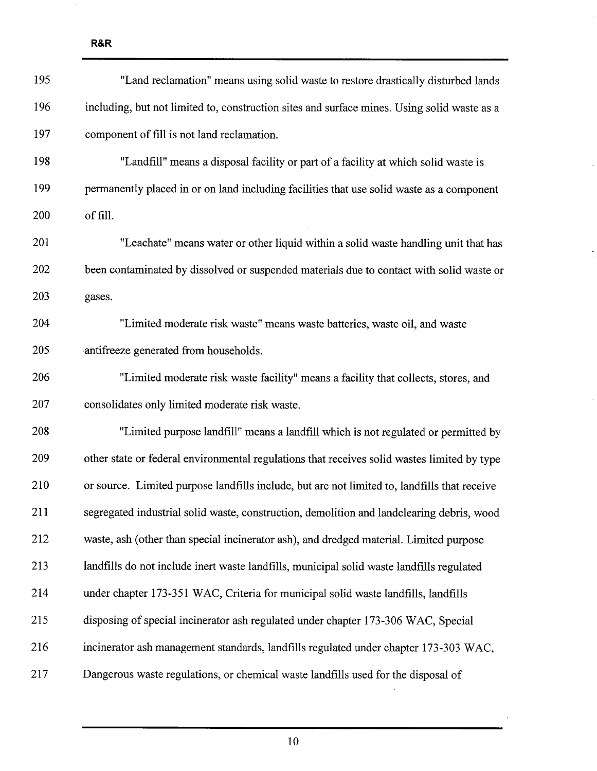"Land reclamation" means using solid waste to restore drastically disturbed lands including, but not limited to, construction sites and surface mines. Using solid waste as a component of fill is not land reclamation.

"Landfill" means a disposal facility or part of a facility at which solid waste is permanently placed in or on land including facilities that use solid waste as a component of fill.

"Leachate" means water or other liquid within a solid waste handling unit that has been contaminated by dissolved or suspended materials due to contact with solid waste or gases.

"Limited moderate risk waste" means waste batteries, waste oil, and waste antifreeze generated from households.

"Limited moderate risk waste facility" means a facility that collects, stores, and consolidates only limited moderate risk waste.

"Limited purpose landfill" means a landfill which is not regulated or permitted by other state or federal environmental regulations that receives solid wastes limited by type or source. Limited purpose landfills include, but are not limited to, landfills that receive segregated industrial solid waste, construction, demolition and landclearing debris, wood waste, ash (other than special incinerator ash), and dredged material. Limited purpose landfills do not include inert waste landfills, municipal solid waste landfills regulated under chapter 173-351 WAC, Criteria for municipal solid waste landfills, landfills disposing of special incinerator ash regulated under chapter 173-306 WAC, Special incinerator ash management standards, landfills regulated under chapter 173-303 WAC, Dangerous waste regulations, or chemical waste landfills used for the disposal of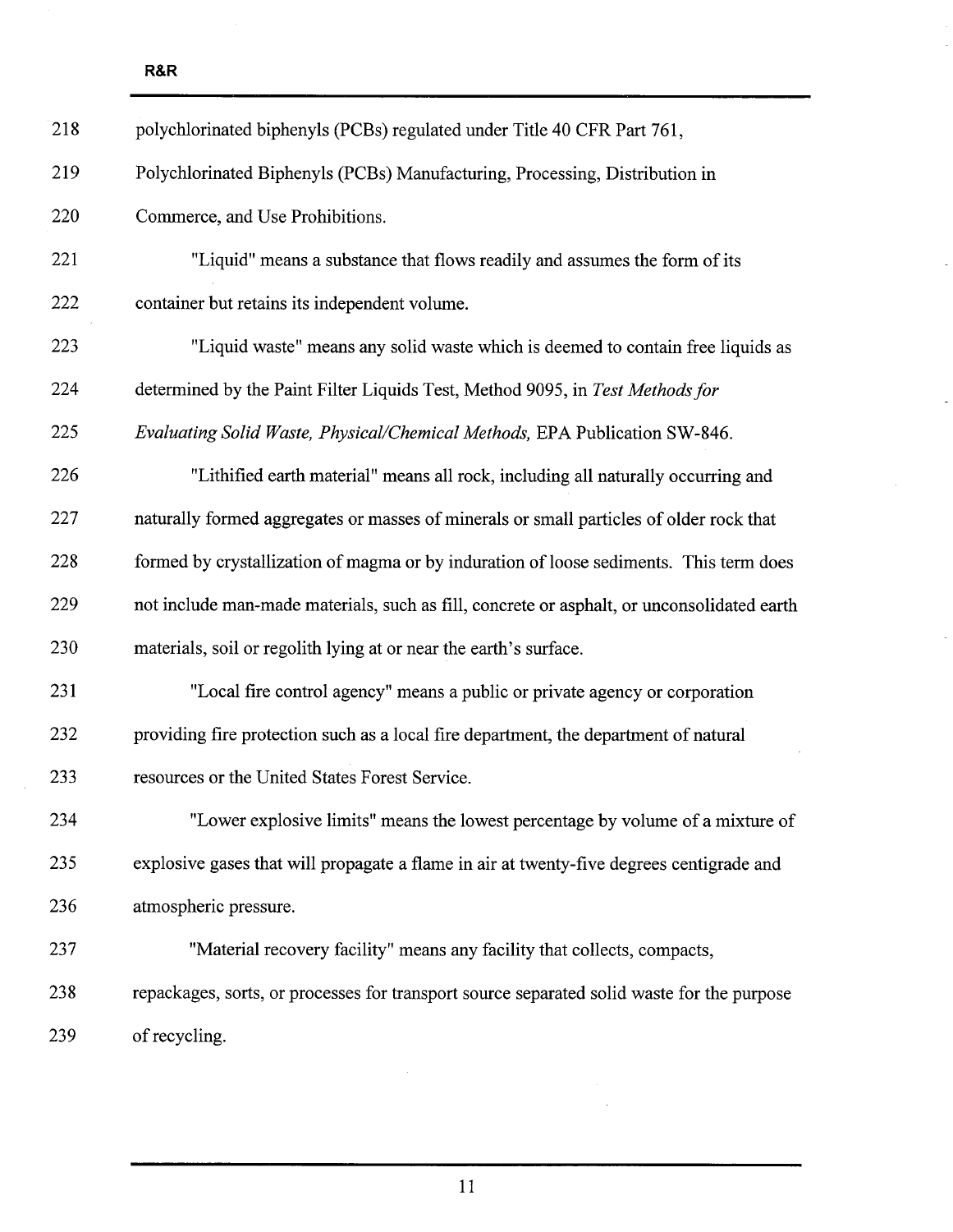polychlorinated biphenyls (PCBs) regulated under Title 40 CFR Part 761, Polychlorinated Biphenyls (PCBs) Manufacturing, Processing, Distribution in Commerce, and Use Prohibitions.

"Liquid" means a substance that flows readily and assumes the form of its container but retains its independent volume.

"Liquid waste" means any solid waste which is deemed to contain free liquids as determined by the Paint Filter Liquids Test, Method 9095, in *Test Methods for Evaluating Solid Waste, Physical/Chemical Methods,* EPA Publication SW-846.

"Lithified earth material" means all rock, including all naturally occurring and naturally formed aggregates or masses of minerals or small particles of older rock that formed by crystallization of magma or by induration of loose sediments. This term does not include man-made materials, such as fill, concrete or asphalt, or unconsolidated earth materials, soil or regolith lying at or near the earth's surface.

"Local fire control agency" means a public or private agency or corporation providing fire protection such as a local fire department, the department of natural resources or the United States Forest Service.

"Lower explosive limits" means the lowest percentage by volume of a mixture of explosive gases that will propagate a flame in air at twenty-five degrees centigrade and atmospheric pressure.

"Material recovery facility" means any facility that collects, compacts, repackages, sorts, or processes for transport source separated solid waste for the purpose of recycling.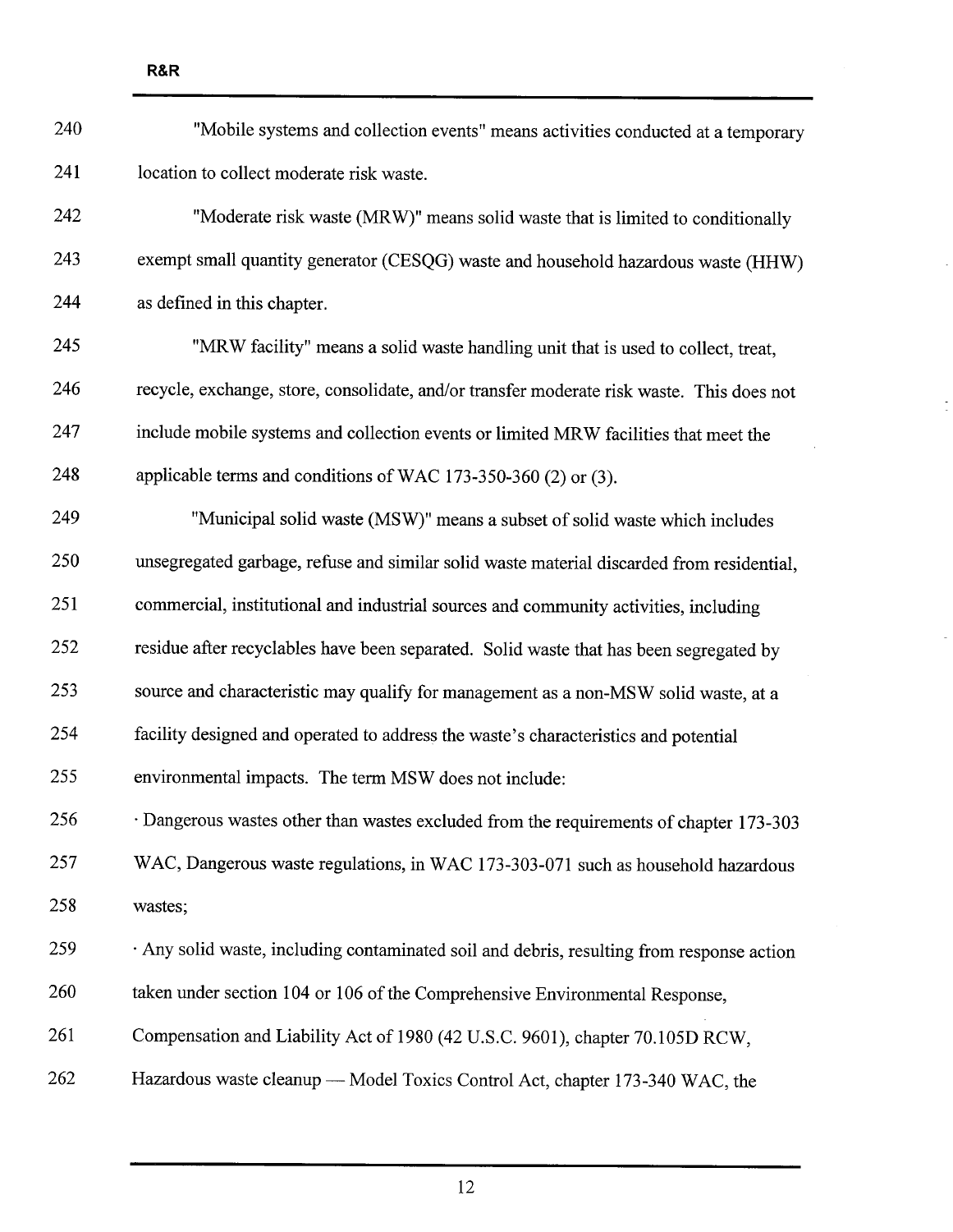"Mobile systems and collection events" means activities conducted at a temporary location to collect moderate risk waste.

"Moderate risk waste (MRW)" means solid waste that is limited to conditionally exempt small quantity generator (CESQG) waste and household hazardous waste (HHW) as defined in this chapter.

"MRW facility" means a solid waste handling unit that is used to collect, treat, recycle, exchange, store, consolidate, and/or transfer moderate risk waste. This does not include mobile systems and collection events or limited MRW facilities that meet the applicable terms and conditions of WAC 173-350-360 (2) or (3).

"Municipal solid waste (MSW)" means a subset of solid waste which includes unsegregated garbage, refuse and similar solid waste material discarded from residential, commercial, institutional and industrial sources and community activities, including residue after recyclables have been separated. Solid waste that has been segregated by source and characteristic may qualify for management as a non-MSW solid waste, at a facility designed and operated to address the waste's characteristics and potential environmental impacts. The term MSW does not include:

· Dangerous wastes other than wastes excluded from the requirements of chapter 173-303 WAC, Dangerous waste regulations, in WAC 173-303-071 such as household hazardous wastes;

· Any solid waste, including contaminated soil and debris, resulting from response action taken under section 104 or 106 of the Comprehensive Environmental Response, Compensation and Liability Act of 1980 (42 U.S.C. 9601), chapter 70.105D RCW, Hazardous waste cleanup — Model Toxics Control Act, chapter 173-340 WAC, the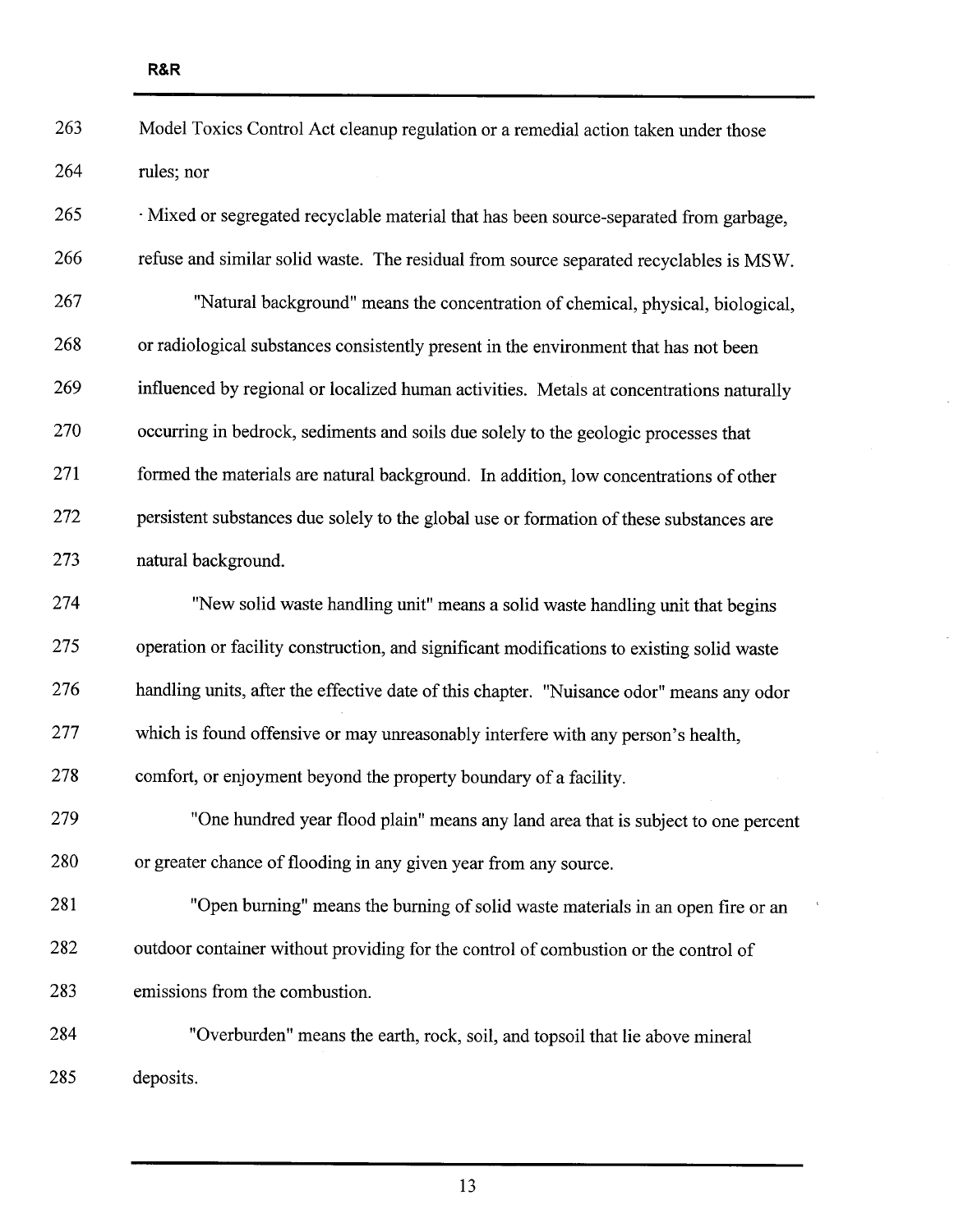Model Toxics Control Act cleanup regulation or a remedial action taken under those rules; nor

· Mixed or segregated recyclable material that has been source-separated from garbage, refuse and similar solid waste. The residual from source separated recyclables is MSW.

"Natural background" means the concentration of chemical, physical, biological, or radiological substances consistently present in the environment that has not been influenced by regional or localized human activities. Metals at concentrations naturally occurring in bedrock, sediments and soils due solely to the geologic processes that formed the materials are natural background. In addition, low concentrations of other persistent substances due solely to the global use or formation of these substances are natural background.

"New solid waste handling unit" means a solid waste handling unit that begins operation or facility construction, and significant modifications to existing solid waste handling units, after the effective date of this chapter. "Nuisance odor" means any odor which is found offensive or may unreasonably interfere with any person's health, comfort, or enjoyment beyond the property boundary of a facility.

"One hundred year flood plain" means any land area that is subject to one percent or greater chance of flooding in any given year from any source.

"Open burning" means the burning of solid waste materials in an open fire or an outdoor container without providing for the control of combustion or the control of emissions from the combustion.

"Overburden" means the earth, rock, soil, and topsoil that lie above mineral deposits.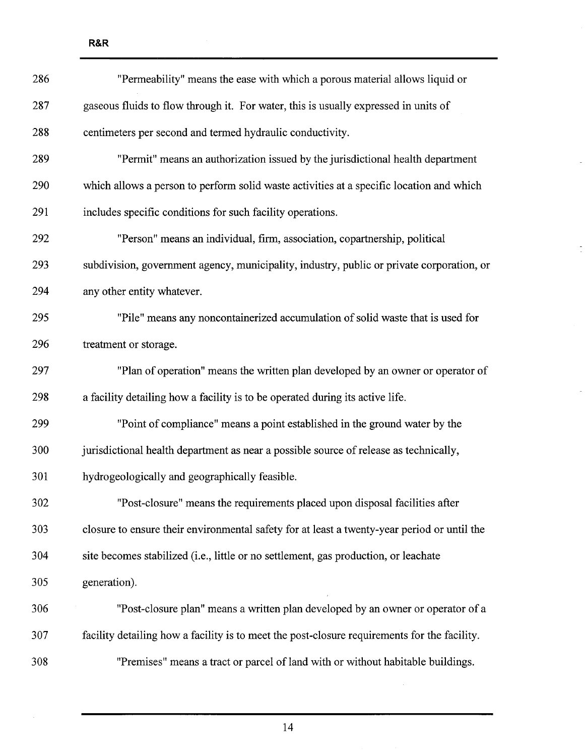"Permeability" means the ease with which a porous material allows liquid or gaseous fluids to flow through it. For water, this is usually expressed in units of centimeters per second and termed hydraulic conductivity.

"Permit" means an authorization issued by the jurisdictional health department which allows a person to perform solid waste activities at a specific location and which includes specific conditions for such facility operations.

"Person" means an individual, firm, association, copartnership, political subdivision, government agency, municipality, industry, public or private corporation, or any other entity whatever.

"Pile" means any noncontainerized accumulation of solid waste that is used for treatment or storage.

"Plan of operation" means the written plan developed by an owner or operator of a facility detailing how a facility is to be operated during its active life.

"Point of compliance" means a point established in the ground water by the jurisdictional health department as near a possible source of release as technically, hydrogeologically and geographically feasible.

"Post-closure" means the requirements placed upon disposal facilities after closure to ensure their environmental safety for at least a twenty-year period or until the site becomes stabilized (i.e., little or no settlement, gas production, or leachate generation).

"Post-closure plan" means a written plan developed by an owner or operator of a facility detailing how a facility is to meet the post-closure requirements for the facility.

"Premises" means a tract or parcel of land with or without habitable buildings.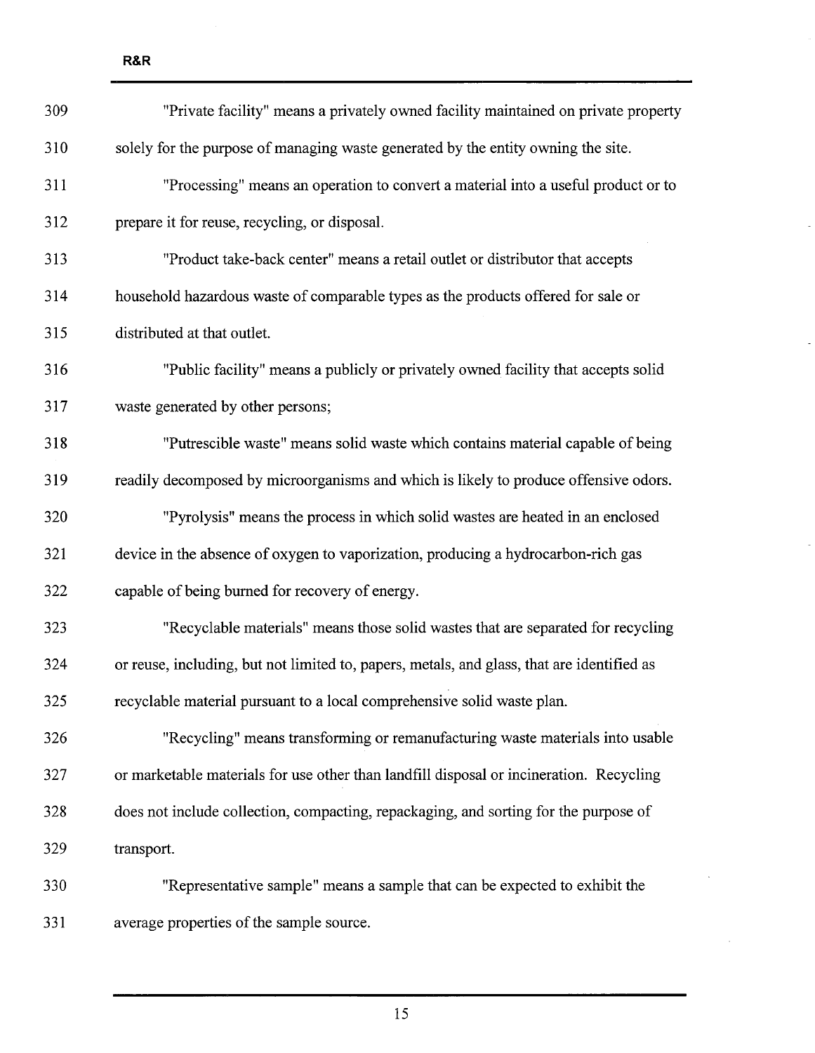"Private facility" means a privately owned facility maintained on private property solely for the purpose of managing waste generated by the entity owning the site.

"Processing" means an operation to convert a material into a useful product or to prepare it for reuse, recycling, or disposal.

"Product take-back center" means a retail outlet or distributor that accepts household hazardous waste of comparable types as the products offered for sale or distributed at that outlet.

"Public facility" means a publicly or privately owned facility that accepts solid waste generated by other persons;

"Putrescible waste" means solid waste which contains material capable of being readily decomposed by microorganisms and which is likely to produce offensive odors.

"Pyrolysis" means the process in which solid wastes are heated in an enclosed device in the absence of oxygen to vaporization, producing a hydrocarbon-rich gas capable of being burned for recovery of energy.

"Recyclable materials" means those solid wastes that are separated for recycling or reuse, including, but not limited to, papers, metals, and glass, that are identified as recyclable material pursuant to a local comprehensive solid waste plan.

"Recycling" means transforming or remanufacturing waste materials into usable or marketable materials for use other than landfill disposal or incineration. Recycling does not include collection, compacting, repackaging, and sorting for the purpose of transport.

"Representative sample" means a sample that can be expected to exhibit the average properties of the sample source.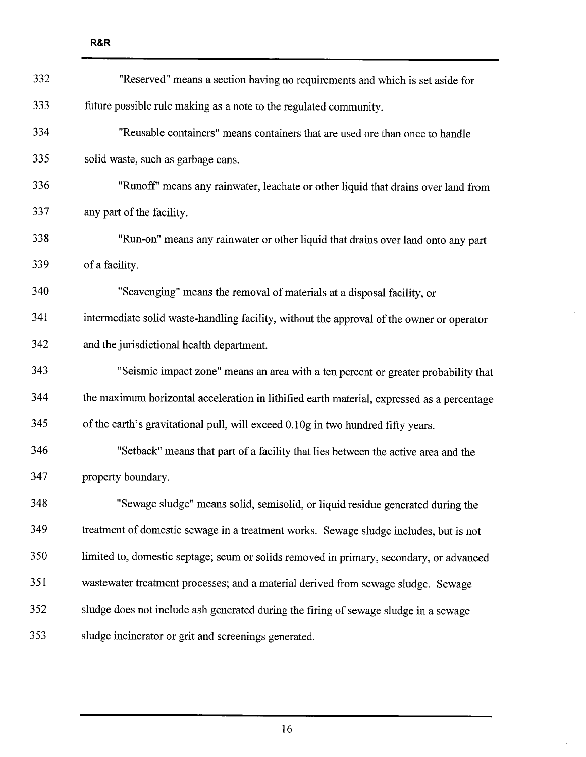"Reserved" means a section having no requirements and which is set aside for future possible rule making as a note to the regulated community.

"Reusable containers" means containers that are used ore than once to handle solid waste, such as garbage cans.

"Runoff" means any rainwater, leachate or other liquid that drains over land from any part of the facility.

"Run-on" means any rainwater or other liquid that drains over land onto any part of a facility.

"Scavenging" means the removal of materials at a disposal facility, or intermediate solid waste-handling facility, without the approval of the owner or operator and the jurisdictional health department.

"Seismic impact zone" means an area with a ten percent or greater probability that the maximum horizontal acceleration in lithified earth material, expressed as a percentage of the earth's gravitational pull, will exceed 0.10g in two hundred fifty years.

"Setback" means that part of a facility that lies between the active area and the property boundary.

"Sewage sludge" means solid, semisolid, or liquid residue generated during the treatment of domestic sewage in a treatment works. Sewage sludge includes, but is not limited to, domestic septage; scum or solids removed in primary, secondary, or advanced wastewater treatment processes; and a material derived from sewage sludge. Sewage sludge does not include ash generated during the firing of sewage sludge in a sewage sludge incinerator or grit and screenings generated.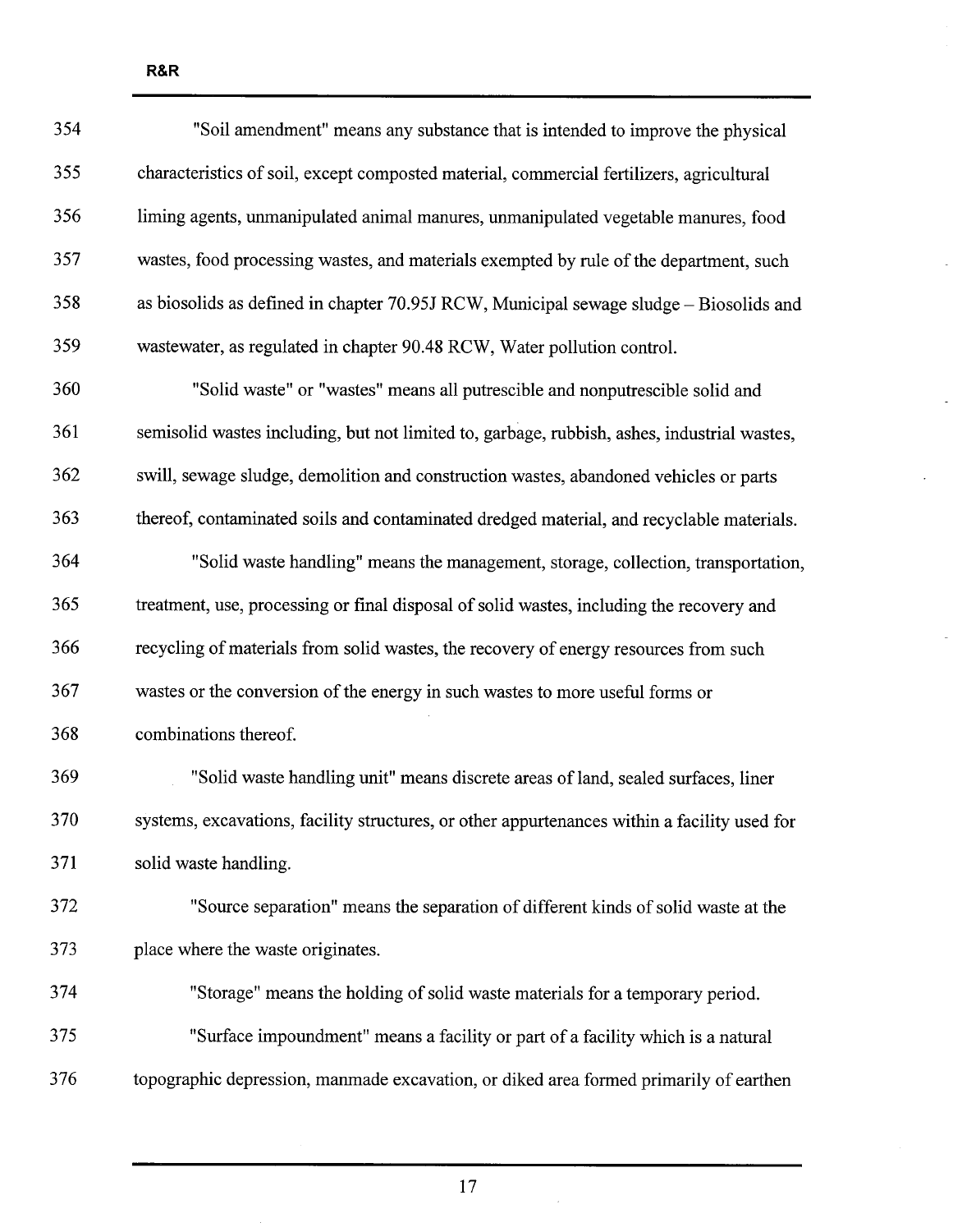"Soil amendment" means any substance that is intended to improve the physical characteristics of soil, except composted material, commercial fertilizers, agricultural liming agents, unmanipulated animal manures, unmanipulated vegetable manures, food wastes, food processing wastes, and materials exempted by rule of the department, such as biosolids as defined in chapter 70.95J RCW, Municipal sewage sludge – Biosolids and wastewater, as regulated in chapter 90.48 RCW, Water pollution control.

"Solid waste" or "wastes" means all putrescible and nonputrescible solid and semisolid wastes including, but not limited to, garbage, rubbish, ashes, industrial wastes, swill, sewage sludge, demolition and construction wastes, abandoned vehicles or parts thereof, contaminated soils and contaminated dredged material, and recyclable materials.

"Solid waste handling" means the management, storage, collection, transportation, treatment, use, processing or final disposal of solid wastes, including the recovery and recycling of materials from solid wastes, the recovery of energy resources from such wastes or the conversion of the energy in such wastes to more useful forms or combinations thereof.

"Solid waste handling unit" means discrete areas of land, sealed surfaces, liner systems, excavations, facility structures, or other appurtenances within a facility used for solid waste handling.

"Source separation" means the separation of different kinds of solid waste at the place where the waste originates.

"Storage" means the holding of solid waste materials for a temporary period.

"Surface impoundment" means a facility or part of a facility which is a natural topographic depression, manmade excavation, or diked area formed primarily of earthen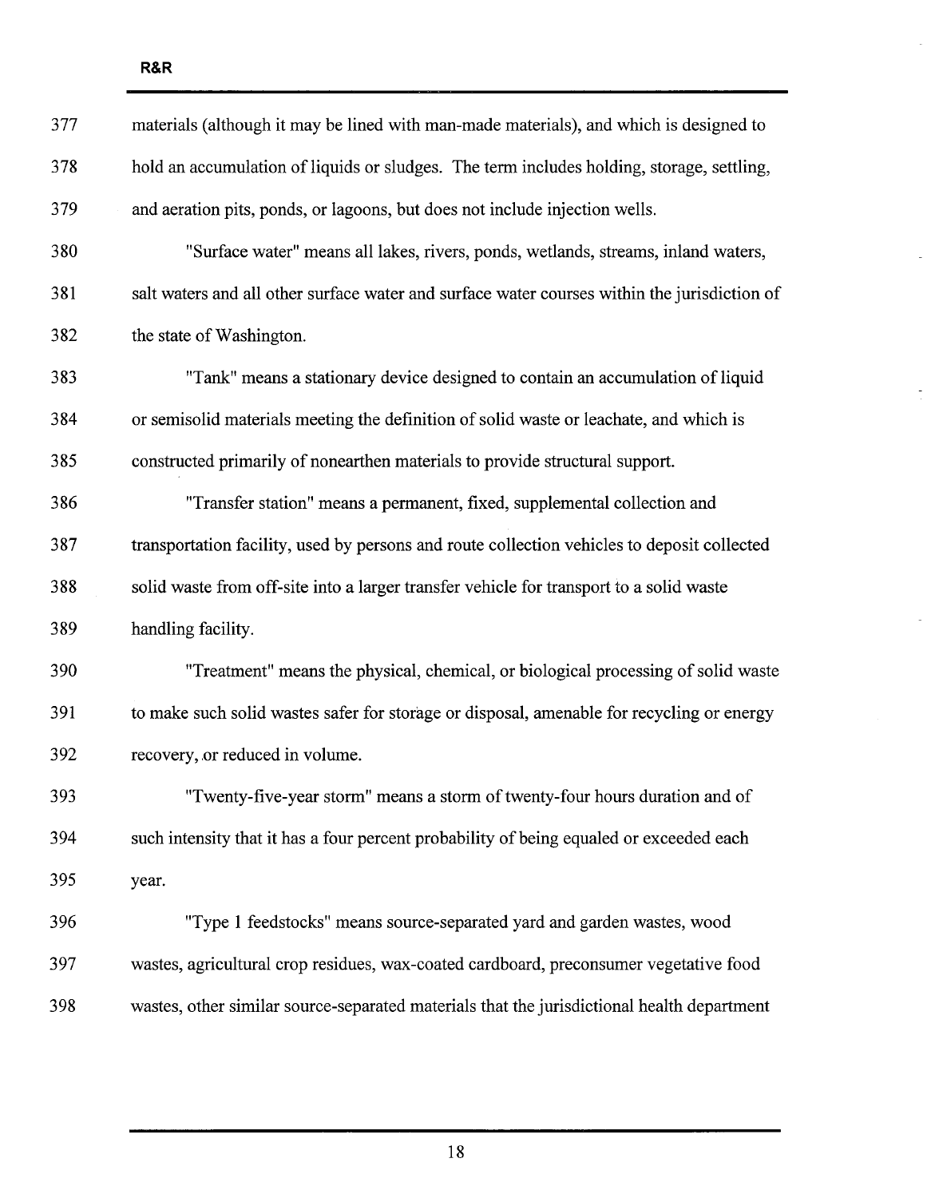materials (although it may be lined with man-made materials), and which is designed to hold an accumulation of liquids or sludges. The term includes holding, storage, settling, and aeration pits, ponds, or lagoons, but does not include injection wells.

"Surface water" means all lakes, rivers, ponds, wetlands, streams, inland waters, salt waters and all other surface water and surface water courses within the jurisdiction of the state of Washington.

"Tank" means a stationary device designed to contain an accumulation of liquid or semisolid materials meeting the definition of solid waste or leachate, and which is constructed primarily of nonearthen materials to provide structural support.

"Transfer station" means a permanent, fixed, supplemental collection and transportation facility, used by persons and route collection vehicles to deposit collected solid waste from off-site into a larger transfer vehicle for transport to a solid waste handling facility.

"Treatment" means the physical, chemical, or biological processing of solid waste to make such solid wastes safer for storage or disposal, amenable for recycling or energy recovery, or reduced in volume.

"Twenty-five-year storm" means a storm of twenty-four hours duration and of such intensity that it has a four percent probability of being equaled or exceeded each year.

"Type 1 feedstocks" means source-separated yard and garden wastes, wood wastes, agricultural crop residues, wax-coated cardboard, preconsumer vegetative food wastes, other similar source-separated materials that the jurisdictional health department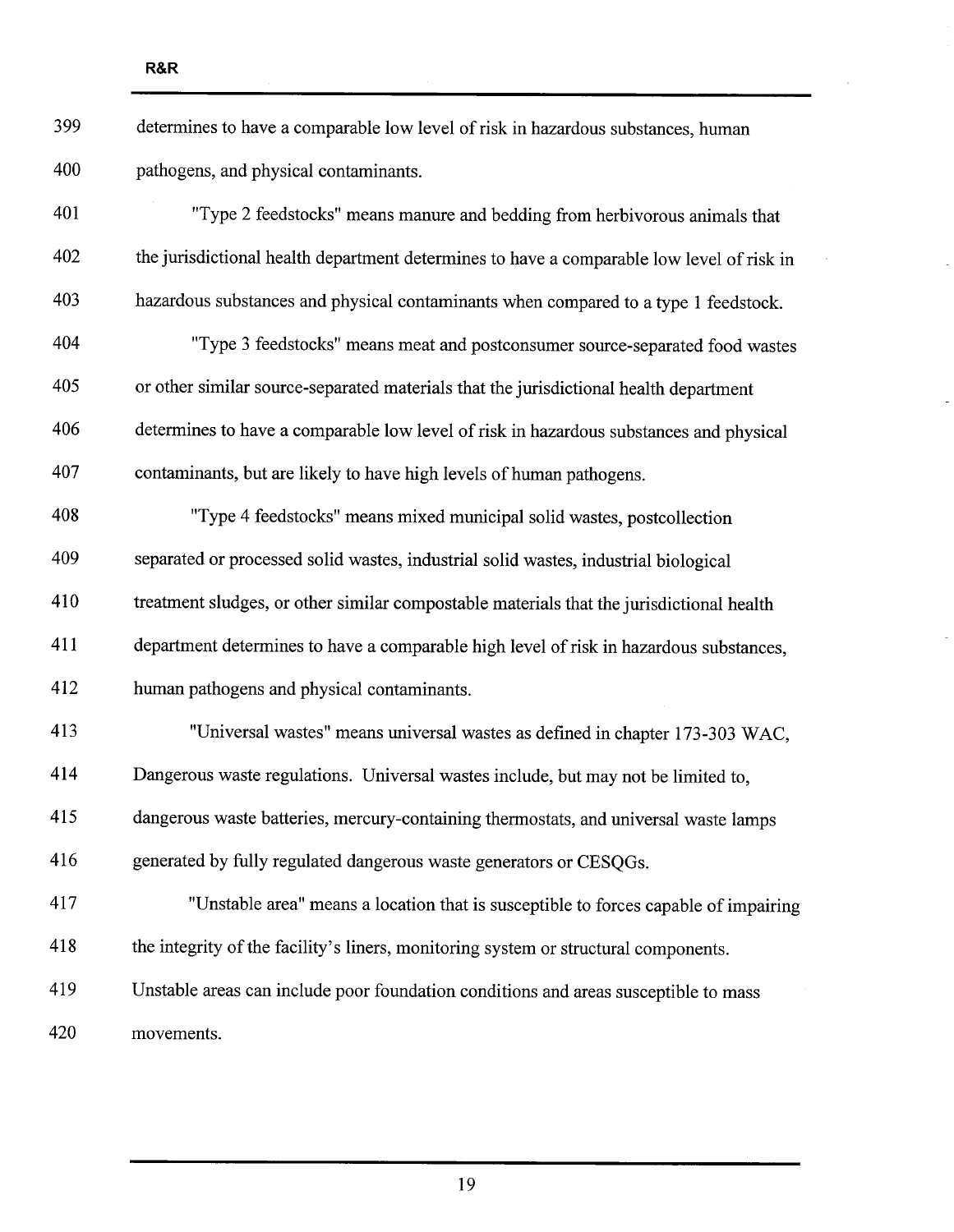determines to have a comparable low level of risk in hazardous substances, human pathogens, and physical contaminants.

"Type 2 feedstocks" means manure and bedding from herbivorous animals that the jurisdictional health department determines to have a comparable low level of risk in hazardous substances and physical contaminants when compared to a type 1 feedstock.

"Type 3 feedstocks" means meat and postconsumer source-separated food wastes or other similar source-separated materials that the jurisdictional health department determines to have a comparable low level of risk in hazardous substances and physical contaminants, but are likely to have high levels of human pathogens.

"Type 4 feedstocks" means mixed municipal solid wastes, postcollection separated or processed solid wastes, industrial solid wastes, industrial biological treatment sludges, or other similar compostable materials that the jurisdictional health department determines to have a comparable high level of risk in hazardous substances, human pathogens and physical contaminants.

"Universal wastes" means universal wastes as defined in chapter 173-303 WAC, Dangerous waste regulations. Universal wastes include, but may not be limited to, dangerous waste batteries, mercury-containing thermostats, and universal waste lamps generated by fully regulated dangerous waste generators or CESQGs.

"Unstable area" means a location that is susceptible to forces capable of impairing the integrity of the facility's liners, monitoring system or structural components. Unstable areas can include poor foundation conditions and areas susceptible to mass movements.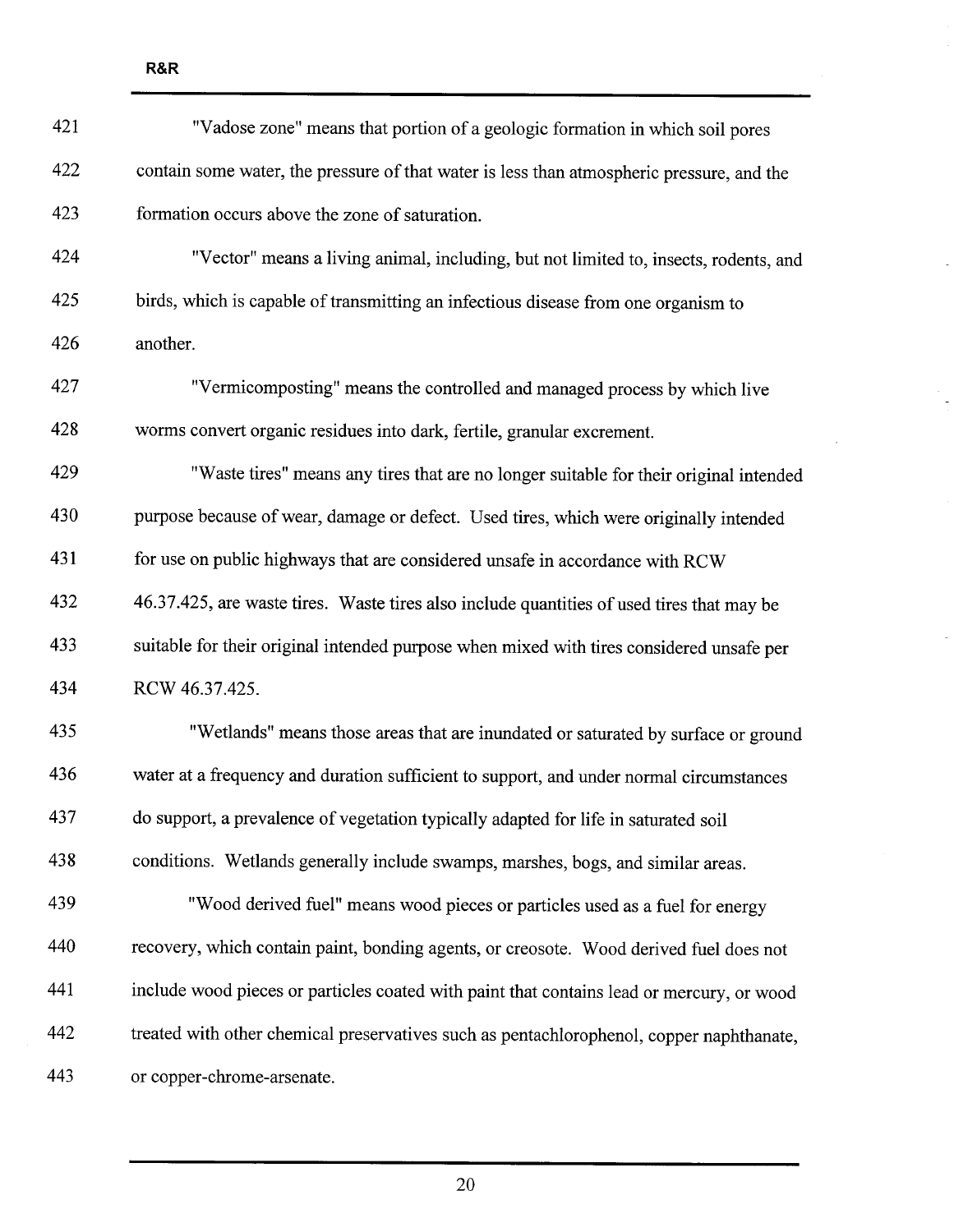"Vadose zone" means that portion of a geologic formation in which soil pores contain some water, the pressure of that water is less than atmospheric pressure, and the formation occurs above the zone of saturation.

"Vector" means a living animal, including, but not limited to, insects, rodents, and birds, which is capable of transmitting an infectious disease from one organism to another.

"Vermicomposting" means the controlled and managed process by which live worms convert organic residues into dark, fertile, granular excrement.

"Waste tires" means any tires that are no longer suitable for their original intended purpose because of wear, damage or defect. Used tires, which were originally intended for use on public highways that are considered unsafe in accordance with RCW 46.37.425, are waste tires. Waste tires also include quantities of used tires that may be suitable for their original intended purpose when mixed with tires considered unsafe per RCW 46.37.425.

"Wetlands" means those areas that are inundated or saturated by surface or ground water at a frequency and duration sufficient to support, and under normal circumstances do support, a prevalence of vegetation typically adapted for life in saturated soil conditions. Wetlands generally include swamps, marshes, bogs, and similar areas.

"Wood derived fuel" means wood pieces or particles used as a fuel for energy recovery, which contain paint, bonding agents, or creosote. Wood derived fuel does not include wood pieces or particles coated with paint that contains lead or mercury, or wood treated with other chemical preservatives such as pentachlorophenol, copper naphthanate, or copper-chrome-arsenate.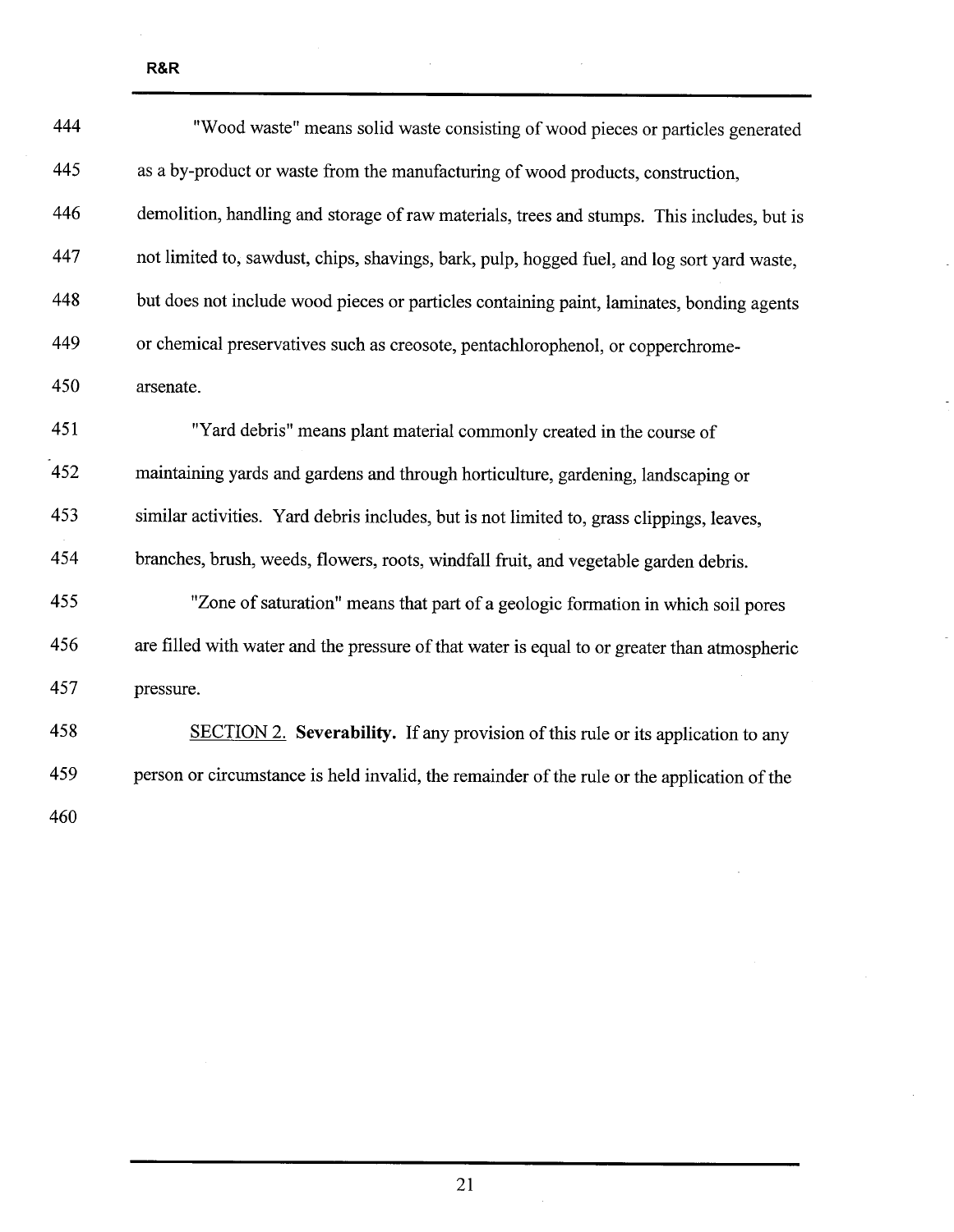"Wood waste" means solid waste consisting of wood pieces or particles generated as a by-product or waste from the manufacturing of wood products, construction, demolition, handling and storage of raw materials, trees and stumps. This includes, but is not limited to, sawdust, chips, shavings, bark, pulp, hogged fuel, and log sort yard waste, but does not include wood pieces or particles containing paint, laminates, bonding agents or chemical preservatives such as creosote, pentachlorophenol, or copperchrome-arsenate.

"Yard debris" means plant material commonly created in the course of maintaining yards and gardens and through horticulture, gardening, landscaping or similar activities. Yard debris includes, but is not limited to, grass clippings, leaves, branches, brush, weeds, flowers, roots, windfall fruit, and vegetable garden debris.

"Zone of saturation" means that part of a geologic formation in which soil pores are filled with water and the pressure of that water is equal to or greater than atmospheric pressure.

SECTION 2. **Severability.** If any provision of this rule or its application to any person or circumstance is held invalid, the remainder of the rule or the application of the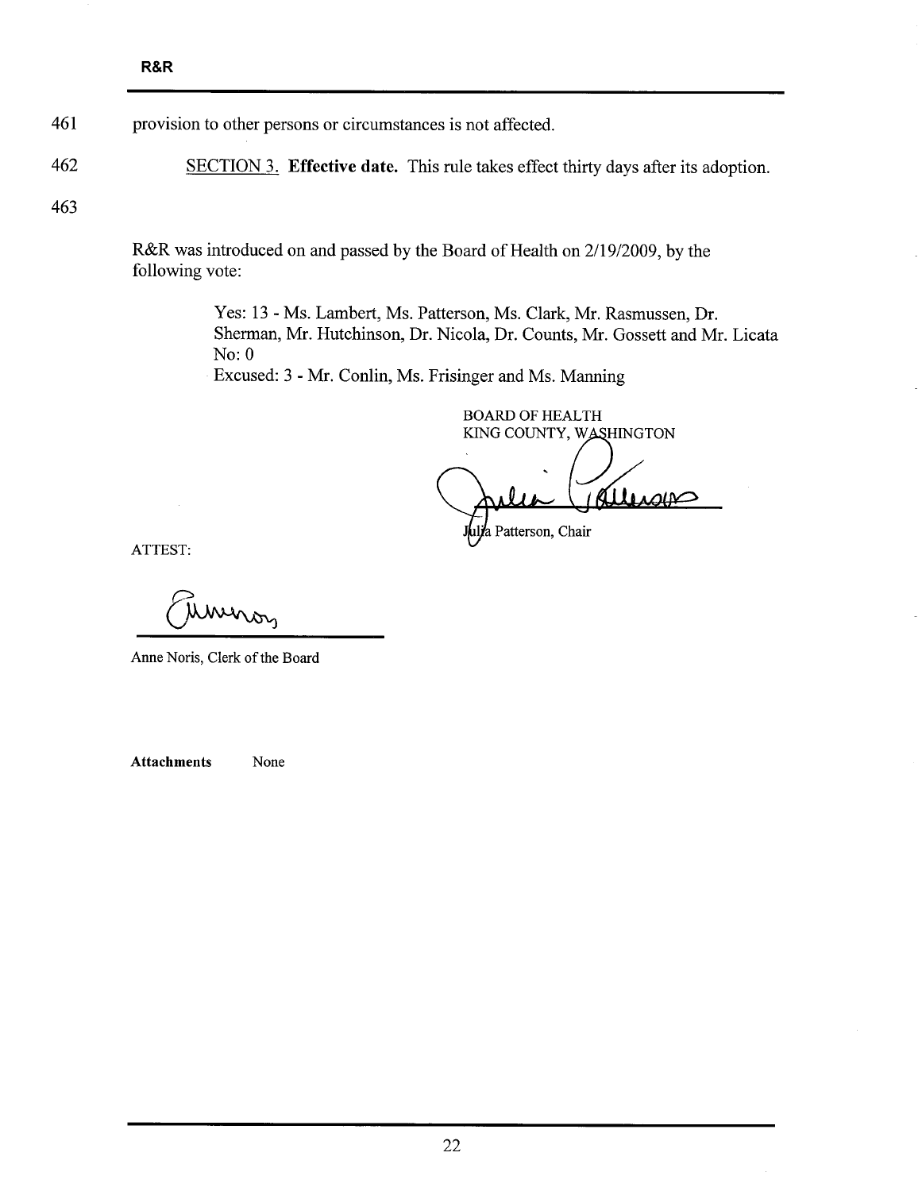461 provision to other persons or circumstances is not affected.

462 SECTION 3. **Effective date.** This rule takes effect thirty days after its adoption.

463

R&R was introduced on and passed by the Board of Health on 2/19/2009, by the following vote:

Yes: 13 - Ms. Lambert, Ms. Patterson, Ms. Clark, Mr. Rasmussen, Dr. Sherman, Mr. Hutchinson, Dr. Nicola, Dr. Counts, Mr. Gossett and Mr. Licata
No: 0
Excused: 3 - Mr. Conlin, Ms. Frisinger and Ms. Manning

BOARD OF HEALTH
KING COUNTY, WASHINGTON

Julia Patterson, Chair

ATTEST:

Anne Noris, Clerk of the Board

**Attachments** None